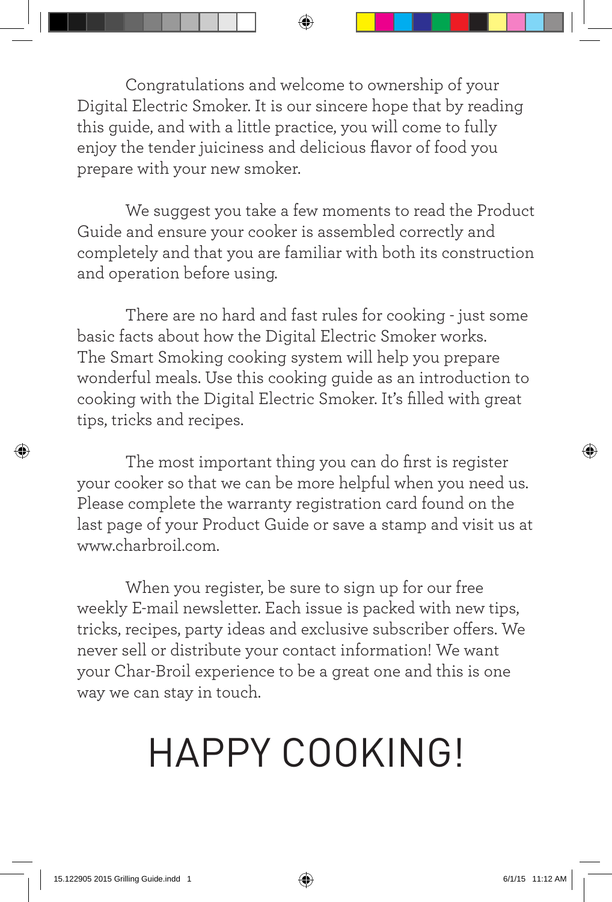Congratulations and welcome to ownership of your Digital Electric Smoker. It is our sincere hope that by reading this guide, and with a little practice, you will come to fully enjoy the tender juiciness and delicious flavor of food you prepare with your new smoker.

We suggest you take a few moments to read the Product Guide and ensure your cooker is assembled correctly and completely and that you are familiar with both its construction and operation before using.

There are no hard and fast rules for cooking - just some basic facts about how the Digital Electric Smoker works. The Smart Smoking cooking system will help you prepare wonderful meals. Use this cooking guide as an introduction to cooking with the Digital Electric Smoker. It's filled with great tips, tricks and recipes.

The most important thing you can do first is register your cooker so that we can be more helpful when you need us. Please complete the warranty registration card found on the last page of your Product Guide or save a stamp and visit us at www.charbroil.com.

When you register, be sure to sign up for our free weekly E-mail newsletter. Each issue is packed with new tips, tricks, recipes, party ideas and exclusive subscriber offers. We never sell or distribute your contact information! We want your Char-Broil experience to be a great one and this is one way we can stay in touch.

# HAPPY COOKING!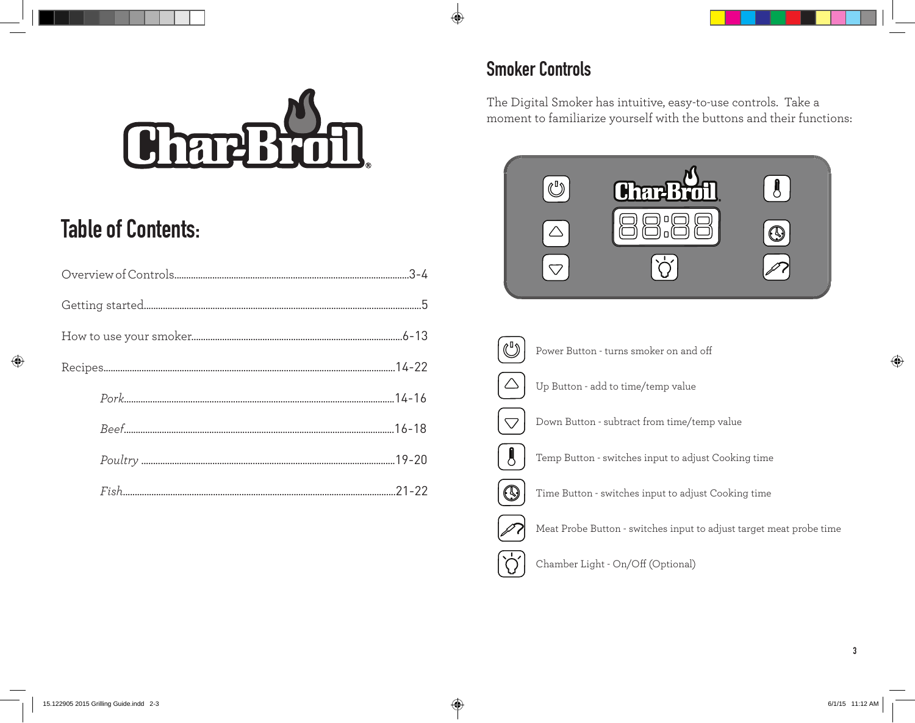# Table of Contents:

Overview of Controls.................................................3-4

Getting started.................................................5

How to use your smoker.................................................6-13

Recipes.................................................14-22

*Pork*.................................................14-16

*Beef*.................................................16-18

*Poultry* .................................................19-20

*Fish*.................................................21-22

# Smoker Controls

The Digital Smoker has intuitive, easy-to-use controls. Take a moment to familiarize yourself with the buttons and their functions:

Power Button - turns smoker on and off

Up Button - add to time/temp value

Down Button - subtract from time/temp value

Temp Button - switches input to adjust Cooking time

Time Button - switches input to adjust Cooking time

Meat Probe Button - switches input to adjust target meat probe time

Chamber Light - On/Off (Optional)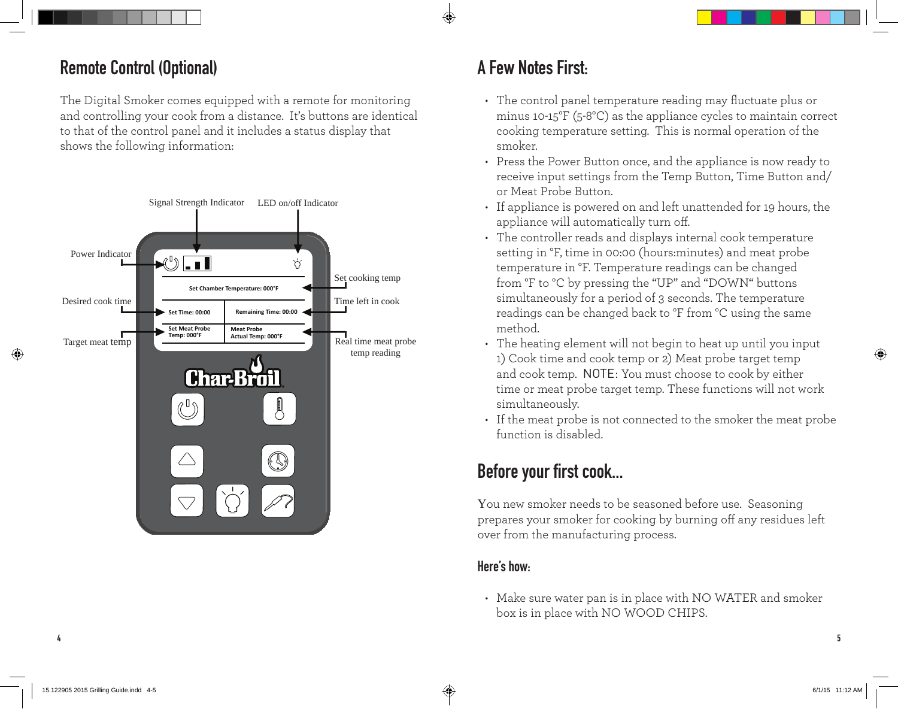## Remote Control (Optional)

The Digital Smoker comes equipped with a remote for monitoring and controlling your cook from a distance. It's buttons are identical to that of the control panel and it includes a status display that shows the following information:

Signal Strength Indicator

LED on/off Indicator

Power Indicator

Set cooking temp

Desired cook time

Time left in cook

Target meat temp

Real time meat probe temp reading

Set Chamber Temperature: 000°F

Set Time: 00:00

Remaining Time: 00:00

Set Meat Probe Temp: 000°F

Meat Probe Actual Temp: 000°F

Char-Broil

## A Few Notes First:

- The control panel temperature reading may fluctuate plus or minus 10-15°F (5-8°C) as the appliance cycles to maintain correct cooking temperature setting. This is normal operation of the smoker.
- Press the Power Button once, and the appliance is now ready to receive input settings from the Temp Button, Time Button and/or Meat Probe Button.
- If appliance is powered on and left unattended for 19 hours, the appliance will automatically turn off.
- The controller reads and displays internal cook temperature setting in °F, time in 00:00 (hours:minutes) and meat probe temperature in °F. Temperature readings can be changed from °F to °C by pressing the "UP" and "DOWN" buttons simultaneously for a period of 3 seconds. The temperature readings can be changed back to °F from °C using the same method.
- The heating element will not begin to heat up until you input 1) Cook time and cook temp or 2) Meat probe target temp and cook temp. NOTE: You must choose to cook by either time or meat probe target temp. These functions will not work simultaneously.
- If the meat probe is not connected to the smoker the meat probe function is disabled.

## Before your first cook...

You new smoker needs to be seasoned before use. Seasoning prepares your smoker for cooking by burning off any residues left over from the manufacturing process.

### Here's how:

- Make sure water pan is in place with NO WATER and smoker box is in place with NO WOOD CHIPS.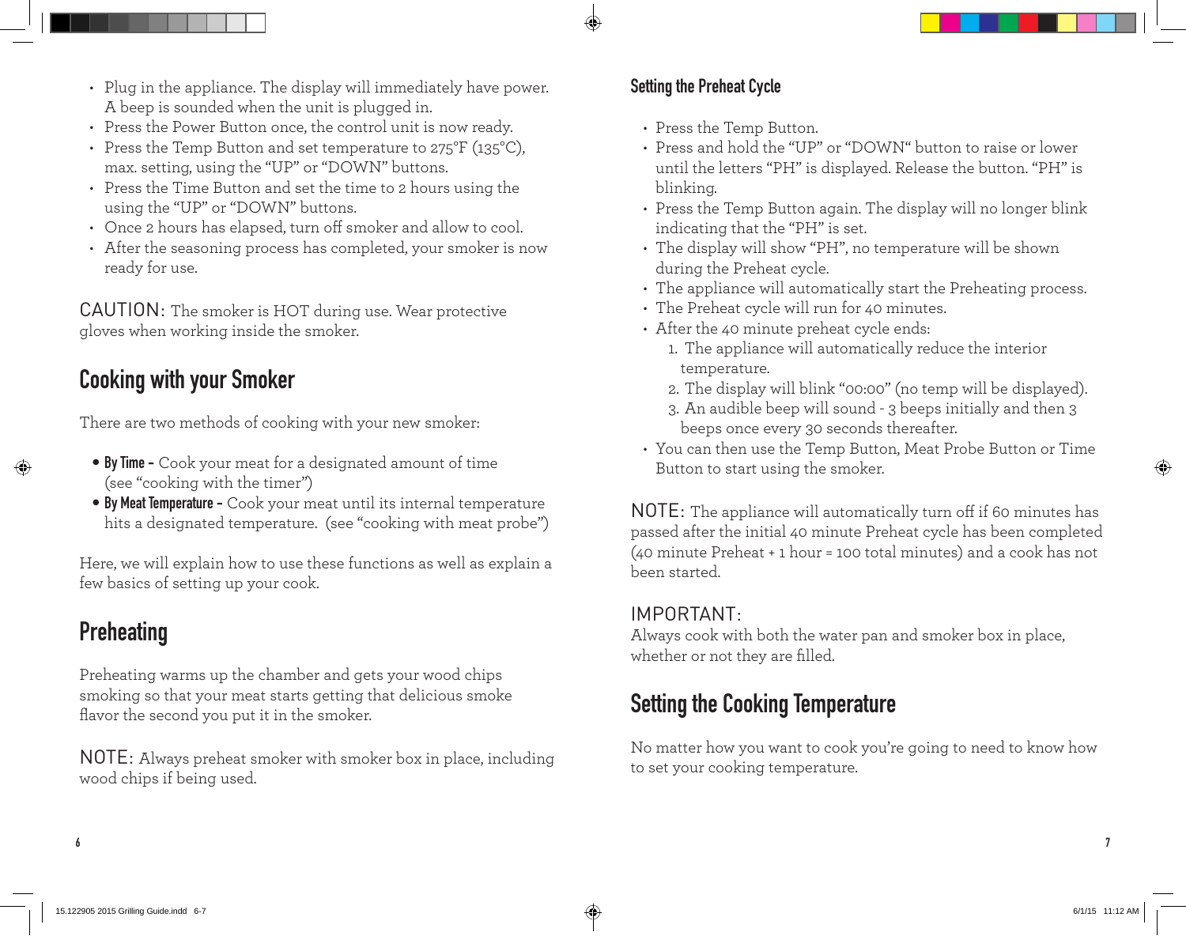- Plug in the appliance. The display will immediately have power. A beep is sounded when the unit is plugged in.
- Press the Power Button once, the control unit is now ready.
- Press the Temp Button and set temperature to 275°F (135°C), max. setting, using the "UP" or "DOWN" buttons.
- Press the Time Button and set the time to 2 hours using the using the "UP" or "DOWN" buttons.
- Once 2 hours has elapsed, turn off smoker and allow to cool.
- After the seasoning process has completed, your smoker is now ready for use.

CAUTION: The smoker is HOT during use. Wear protective gloves when working inside the smoker.

## Cooking with your Smoker

There are two methods of cooking with your new smoker:

- **By Time –** Cook your meat for a designated amount of time (see "cooking with the timer")
- **By Meat Temperature –** Cook your meat until its internal temperature hits a designated temperature. (see "cooking with meat probe")

Here, we will explain how to use these functions as well as explain a few basics of setting up your cook.

## Preheating

Preheating warms up the chamber and gets your wood chips smoking so that your meat starts getting that delicious smoke flavor the second you put it in the smoker.

NOTE: Always preheat smoker with smoker box in place, including wood chips if being used.

### Setting the Preheat Cycle

- Press the Temp Button.
- Press and hold the "UP" or "DOWN" button to raise or lower until the letters "PH" is displayed. Release the button. "PH" is blinking.
- Press the Temp Button again. The display will no longer blink indicating that the "PH" is set.
- The display will show "PH", no temperature will be shown during the Preheat cycle.
- The appliance will automatically start the Preheating process.
- The Preheat cycle will run for 40 minutes.
- After the 40 minute preheat cycle ends:
  1. The appliance will automatically reduce the interior temperature.
  2. The display will blink "00:00" (no temp will be displayed).
  3. An audible beep will sound - 3 beeps initially and then 3 beeps once every 30 seconds thereafter.
- You can then use the Temp Button, Meat Probe Button or Time Button to start using the smoker.

NOTE: The appliance will automatically turn off if 60 minutes has passed after the initial 40 minute Preheat cycle has been completed (40 minute Preheat + 1 hour = 100 total minutes) and a cook has not been started.

IMPORTANT:
Always cook with both the water pan and smoker box in place, whether or not they are filled.

## Setting the Cooking Temperature

No matter how you want to cook you're going to need to know how to set your cooking temperature.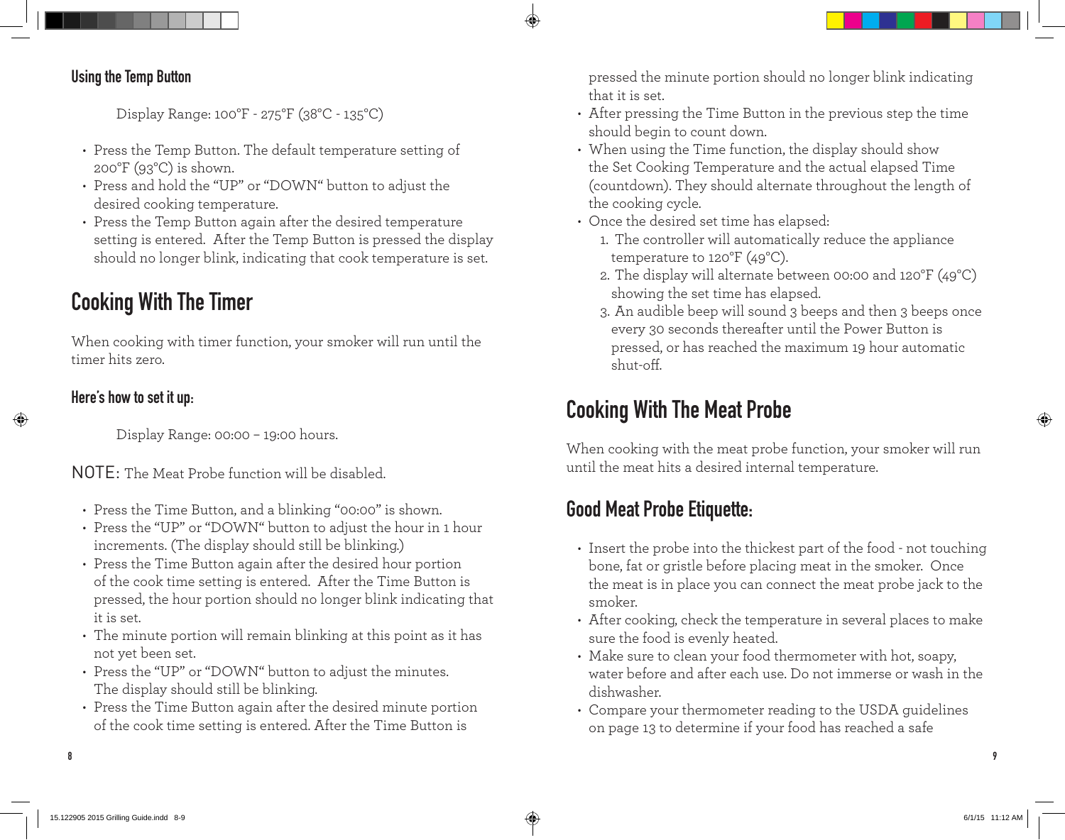### Using the Temp Button

Display Range: 100°F - 275°F (38°C - 135°C)

- Press the Temp Button. The default temperature setting of 200°F (93°C) is shown.
- Press and hold the "UP" or "DOWN" button to adjust the desired cooking temperature.
- Press the Temp Button again after the desired temperature setting is entered. After the Temp Button is pressed the display should no longer blink, indicating that cook temperature is set.

## Cooking With The Timer

When cooking with timer function, your smoker will run until the timer hits zero.

### Here's how to set it up:

Display Range: 00:00 – 19:00 hours.

NOTE: The Meat Probe function will be disabled.

- Press the Time Button, and a blinking "00:00" is shown.
- Press the "UP" or "DOWN" button to adjust the hour in 1 hour increments. (The display should still be blinking.)
- Press the Time Button again after the desired hour portion of the cook time setting is entered. After the Time Button is pressed, the hour portion should no longer blink indicating that it is set.
- The minute portion will remain blinking at this point as it has not yet been set.
- Press the "UP" or "DOWN" button to adjust the minutes. The display should still be blinking.
- Press the Time Button again after the desired minute portion of the cook time setting is entered. After the Time Button is pressed the minute portion should no longer blink indicating that it is set.
- After pressing the Time Button in the previous step the time should begin to count down.
- When using the Time function, the display should show the Set Cooking Temperature and the actual elapsed Time (countdown). They should alternate throughout the length of the cooking cycle.
- Once the desired set time has elapsed:
  1. The controller will automatically reduce the appliance temperature to 120°F (49°C).
  2. The display will alternate between 00:00 and 120°F (49°C) showing the set time has elapsed.
  3. An audible beep will sound 3 beeps and then 3 beeps once every 30 seconds thereafter until the Power Button is pressed, or has reached the maximum 19 hour automatic shut-off.

## Cooking With The Meat Probe

When cooking with the meat probe function, your smoker will run until the meat hits a desired internal temperature.

### Good Meat Probe Etiquette:

- Insert the probe into the thickest part of the food - not touching bone, fat or gristle before placing meat in the smoker. Once the meat is in place you can connect the meat probe jack to the smoker.
- After cooking, check the temperature in several places to make sure the food is evenly heated.
- Make sure to clean your food thermometer with hot, soapy, water before and after each use. Do not immerse or wash in the dishwasher.
- Compare your thermometer reading to the USDA guidelines on page 13 to determine if your food has reached a safe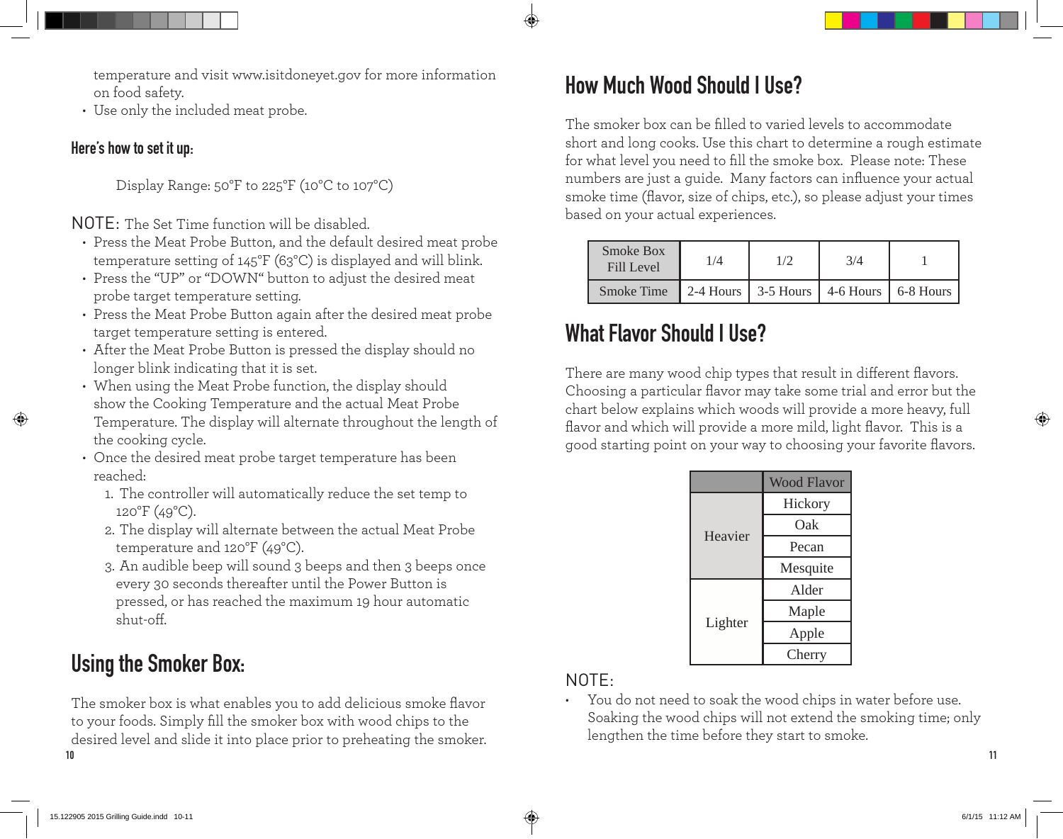temperature and visit www.isitdoneyet.gov for more information on food safety.

- Use only the included meat probe.

### Here's how to set it up:

Display Range: 50°F to 225°F (10°C to 107°C)

NOTE: The Set Time function will be disabled.

- Press the Meat Probe Button, and the default desired meat probe temperature setting of 145°F (63°C) is displayed and will blink.
- Press the "UP" or "DOWN" button to adjust the desired meat probe target temperature setting.
- Press the Meat Probe Button again after the desired meat probe target temperature setting is entered.
- After the Meat Probe Button is pressed the display should no longer blink indicating that it is set.
- When using the Meat Probe function, the display should show the Cooking Temperature and the actual Meat Probe Temperature. The display will alternate throughout the length of the cooking cycle.
- Once the desired meat probe target temperature has been reached:
  1. The controller will automatically reduce the set temp to 120°F (49°C).
  2. The display will alternate between the actual Meat Probe temperature and 120°F (49°C).
  3. An audible beep will sound 3 beeps and then 3 beeps once every 30 seconds thereafter until the Power Button is pressed, or has reached the maximum 19 hour automatic shut-off.

## Using the Smoker Box:

The smoker box is what enables you to add delicious smoke flavor to your foods. Simply fill the smoker box with wood chips to the desired level and slide it into place prior to preheating the smoker.

## How Much Wood Should I Use?

The smoker box can be filled to varied levels to accommodate short and long cooks. Use this chart to determine a rough estimate for what level you need to fill the smoke box. Please note: These numbers are just a guide. Many factors can influence your actual smoke time (flavor, size of chips, etc.), so please adjust your times based on your actual experiences.

| Smoke Box Fill Level | 1/4 | 1/2 | 3/4 | 1 |
|---|---|---|---|---|
| Smoke Time | 2-4 Hours | 3-5 Hours | 4-6 Hours | 6-8 Hours |

## What Flavor Should I Use?

There are many wood chip types that result in different flavors. Choosing a particular flavor may take some trial and error but the chart below explains which woods will provide a more heavy, full flavor and which will provide a more mild, light flavor. This is a good starting point on your way to choosing your favorite flavors.

| | Wood Flavor |
|---|---|
| Heavier | Hickory |
| | Oak |
| | Pecan |
| | Mesquite |
| Lighter | Alder |
| | Maple |
| | Apple |
| | Cherry |

NOTE:

- You do not need to soak the wood chips in water before use. Soaking the wood chips will not extend the smoking time; only lengthen the time before they start to smoke.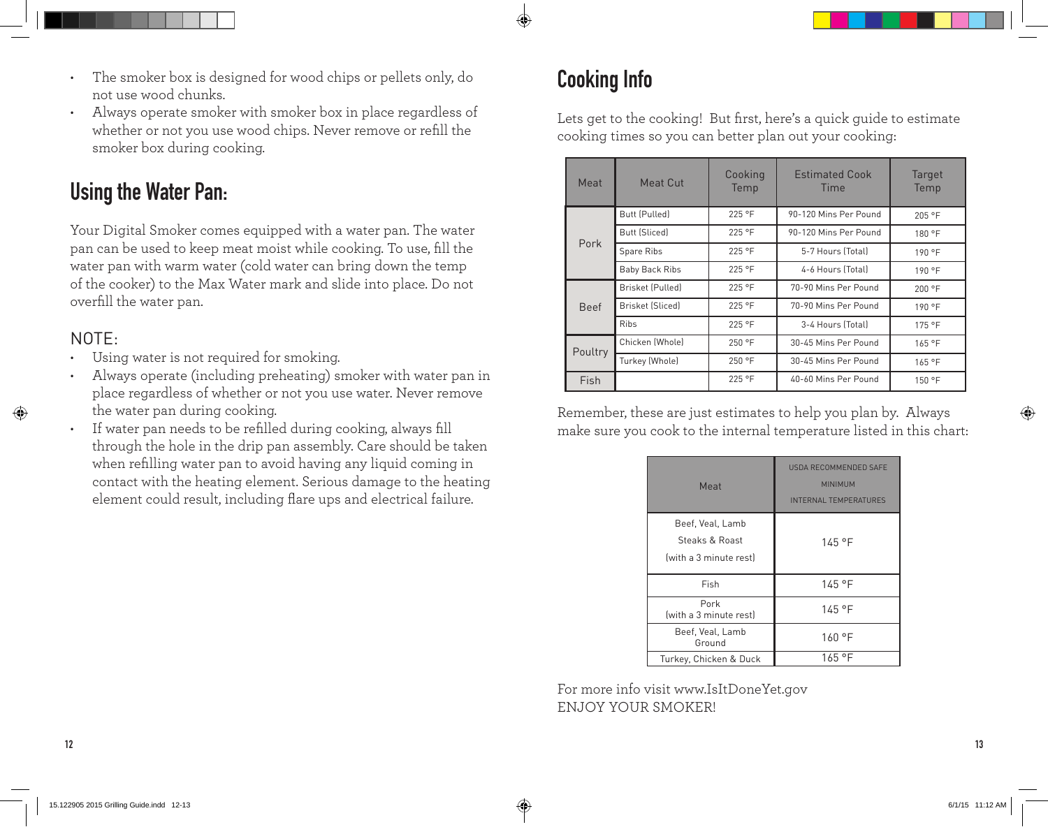- The smoker box is designed for wood chips or pellets only, do not use wood chunks.
- Always operate smoker with smoker box in place regardless of whether or not you use wood chips. Never remove or refill the smoker box during cooking.

## Using the Water Pan:

Your Digital Smoker comes equipped with a water pan. The water pan can be used to keep meat moist while cooking. To use, fill the water pan with warm water (cold water can bring down the temp of the cooker) to the Max Water mark and slide into place. Do not overfill the water pan.

NOTE:

- Using water is not required for smoking.
- Always operate (including preheating) smoker with water pan in place regardless of whether or not you use water. Never remove the water pan during cooking.
- If water pan needs to be refilled during cooking, always fill through the hole in the drip pan assembly. Care should be taken when refilling water pan to avoid having any liquid coming in contact with the heating element. Serious damage to the heating element could result, including flare ups and electrical failure.

## Cooking Info

Lets get to the cooking! But first, here's a quick guide to estimate cooking times so you can better plan out your cooking:

| Meat | Meat Cut | Cooking Temp | Estimated Cook Time | Target Temp |
|---|---|---|---|---|
| Pork | Butt (Pulled) | 225 °F | 90-120 Mins Per Pound | 205 °F |
| | Butt (Sliced) | 225 °F | 90-120 Mins Per Pound | 180 °F |
| | Spare Ribs | 225 °F | 5-7 Hours (Total) | 190 °F |
| | Baby Back Ribs | 225 °F | 4-6 Hours (Total) | 190 °F |
| Beef | Brisket (Pulled) | 225 °F | 70-90 Mins Per Pound | 200 °F |
| | Brisket (Sliced) | 225 °F | 70-90 Mins Per Pound | 190 °F |
| | Ribs | 225 °F | 3-4 Hours (Total) | 175 °F |
| Poultry | Chicken (Whole) | 250 °F | 30-45 Mins Per Pound | 165 °F |
| | Turkey (Whole) | 250 °F | 30-45 Mins Per Pound | 165 °F |
| Fish | | 225 °F | 40-60 Mins Per Pound | 150 °F |

Remember, these are just estimates to help you plan by. Always make sure you cook to the internal temperature listed in this chart:

| Meat | USDA RECOMMENDED SAFE MINIMUM INTERNAL TEMPERATURES |
|---|---|
| Beef, Veal, Lamb Steaks & Roast (with a 3 minute rest) | 145 °F |
| Fish | 145 °F |
| Pork (with a 3 minute rest) | 145 °F |
| Beef, Veal, Lamb Ground | 160 °F |
| Turkey, Chicken & Duck | 165 °F |

For more info visit www.IsItDoneYet.gov
ENJOY YOUR SMOKER!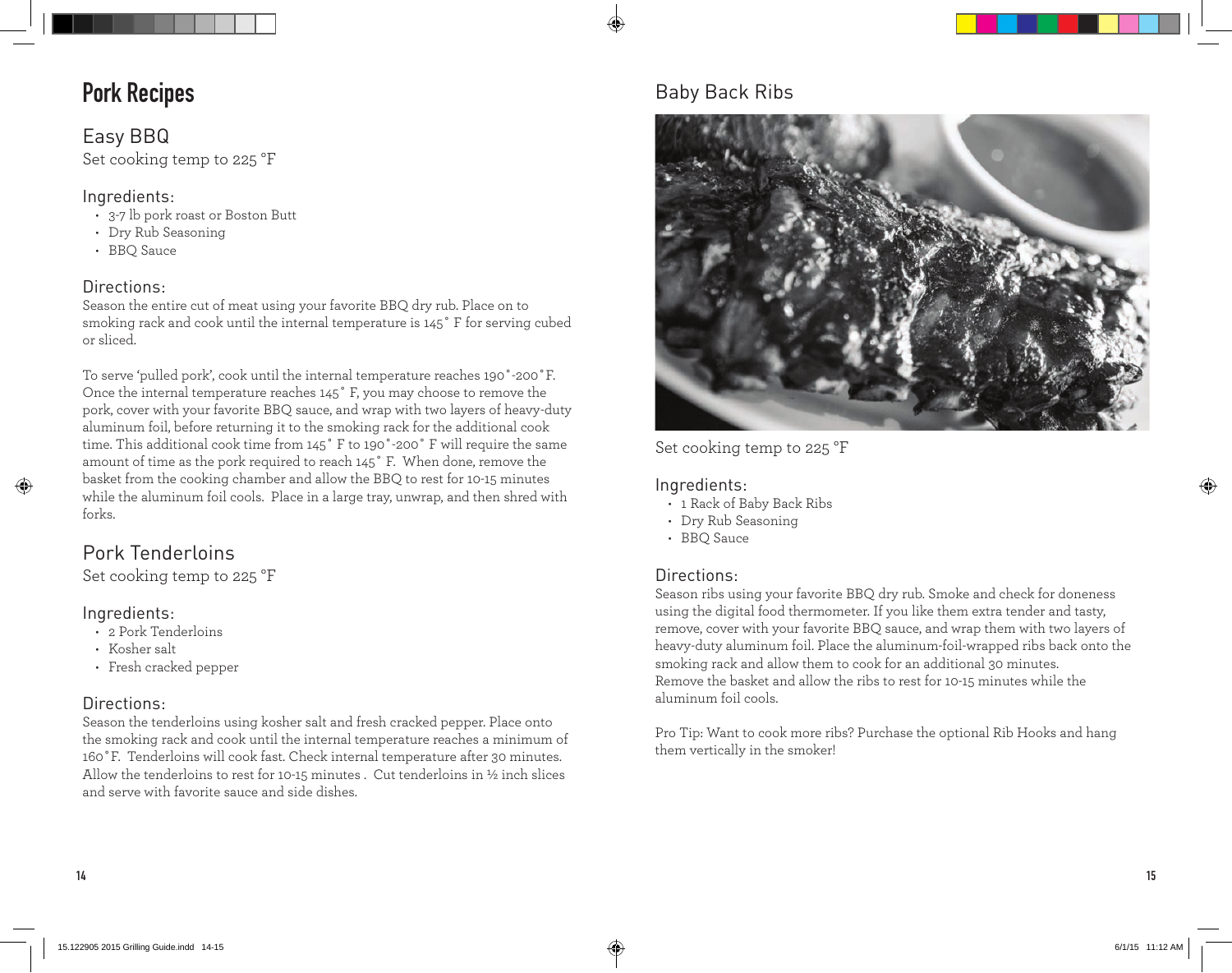# Pork Recipes

## Easy BBQ

Set cooking temp to 225 °F

### Ingredients:

- 3-7 lb pork roast or Boston Butt
- Dry Rub Seasoning
- BBQ Sauce

### Directions:

Season the entire cut of meat using your favorite BBQ dry rub. Place on to smoking rack and cook until the internal temperature is 145˚ F for serving cubed or sliced.

To serve 'pulled pork', cook until the internal temperature reaches 190˚-200˚F. Once the internal temperature reaches 145˚ F, you may choose to remove the pork, cover with your favorite BBQ sauce, and wrap with two layers of heavy-duty aluminum foil, before returning it to the smoking rack for the additional cook time. This additional cook time from 145˚ F to 190˚-200˚ F will require the same amount of time as the pork required to reach 145˚ F. When done, remove the basket from the cooking chamber and allow the BBQ to rest for 10-15 minutes while the aluminum foil cools. Place in a large tray, unwrap, and then shred with forks.

## Pork Tenderloins

Set cooking temp to 225 °F

### Ingredients:

- 2 Pork Tenderloins
- Kosher salt
- Fresh cracked pepper

### Directions:

Season the tenderloins using kosher salt and fresh cracked pepper. Place onto the smoking rack and cook until the internal temperature reaches a minimum of 160˚F. Tenderloins will cook fast. Check internal temperature after 30 minutes. Allow the tenderloins to rest for 10-15 minutes . Cut tenderloins in ½ inch slices and serve with favorite sauce and side dishes.

## Baby Back Ribs

Set cooking temp to 225 °F

### Ingredients:

- 1 Rack of Baby Back Ribs
- Dry Rub Seasoning
- BBQ Sauce

### Directions:

Season ribs using your favorite BBQ dry rub. Smoke and check for doneness using the digital food thermometer. If you like them extra tender and tasty, remove, cover with your favorite BBQ sauce, and wrap them with two layers of heavy-duty aluminum foil. Place the aluminum-foil-wrapped ribs back onto the smoking rack and allow them to cook for an additional 30 minutes.
Remove the basket and allow the ribs to rest for 10-15 minutes while the aluminum foil cools.

Pro Tip: Want to cook more ribs? Purchase the optional Rib Hooks and hang them vertically in the smoker!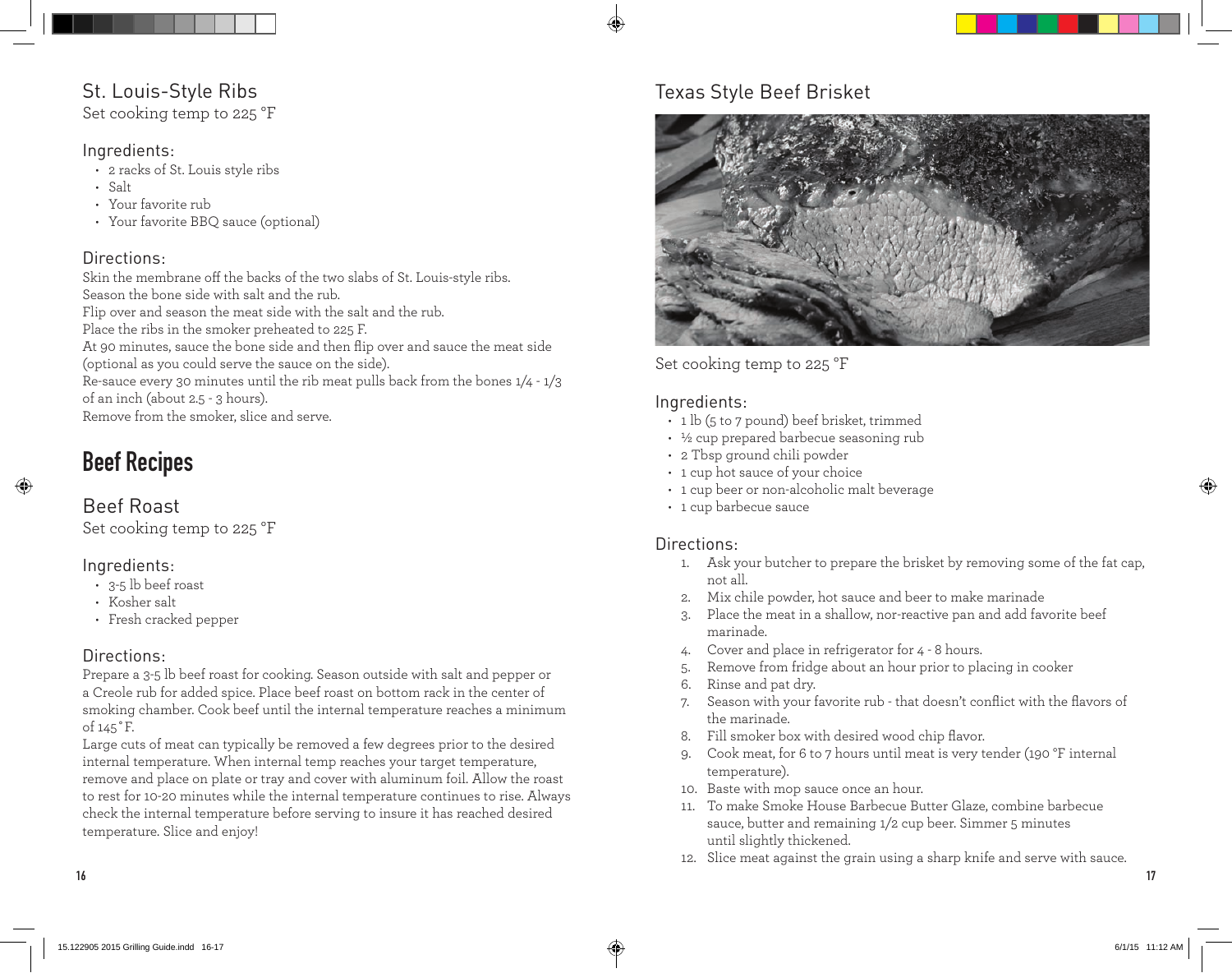## St. Louis-Style Ribs

Set cooking temp to 225 °F

### Ingredients:

- 2 racks of St. Louis style ribs
- Salt
- Your favorite rub
- Your favorite BBQ sauce (optional)

### Directions:

Skin the membrane off the backs of the two slabs of St. Louis-style ribs.
Season the bone side with salt and the rub.
Flip over and season the meat side with the salt and the rub.
Place the ribs in the smoker preheated to 225 F.
At 90 minutes, sauce the bone side and then flip over and sauce the meat side (optional as you could serve the sauce on the side).
Re-sauce every 30 minutes until the rib meat pulls back from the bones 1/4 - 1/3 of an inch (about 2.5 - 3 hours).
Remove from the smoker, slice and serve.

# Beef Recipes

## Beef Roast

Set cooking temp to 225 °F

### Ingredients:

- 3-5 lb beef roast
- Kosher salt
- Fresh cracked pepper

### Directions:

Prepare a 3-5 lb beef roast for cooking. Season outside with salt and pepper or a Creole rub for added spice. Place beef roast on bottom rack in the center of smoking chamber. Cook beef until the internal temperature reaches a minimum of 145˚F.
Large cuts of meat can typically be removed a few degrees prior to the desired internal temperature. When internal temp reaches your target temperature, remove and place on plate or tray and cover with aluminum foil. Allow the roast to rest for 10-20 minutes while the internal temperature continues to rise. Always check the internal temperature before serving to insure it has reached desired temperature. Slice and enjoy!

## Texas Style Beef Brisket

Set cooking temp to 225 °F

### Ingredients:

- 1 lb (5 to 7 pound) beef brisket, trimmed
- ½ cup prepared barbecue seasoning rub
- 2 Tbsp ground chili powder
- 1 cup hot sauce of your choice
- 1 cup beer or non-alcoholic malt beverage
- 1 cup barbecue sauce

### Directions:

1. Ask your butcher to prepare the brisket by removing some of the fat cap, not all.
2. Mix chile powder, hot sauce and beer to make marinade
3. Place the meat in a shallow, nor-reactive pan and add favorite beef marinade.
4. Cover and place in refrigerator for 4 - 8 hours.
5. Remove from fridge about an hour prior to placing in cooker
6. Rinse and pat dry.
7. Season with your favorite rub - that doesn't conflict with the flavors of the marinade.
8. Fill smoker box with desired wood chip flavor.
9. Cook meat, for 6 to 7 hours until meat is very tender (190 °F internal temperature).
10. Baste with mop sauce once an hour.
11. To make Smoke House Barbecue Butter Glaze, combine barbecue sauce, butter and remaining 1/2 cup beer. Simmer 5 minutes until slightly thickened.
12. Slice meat against the grain using a sharp knife and serve with sauce.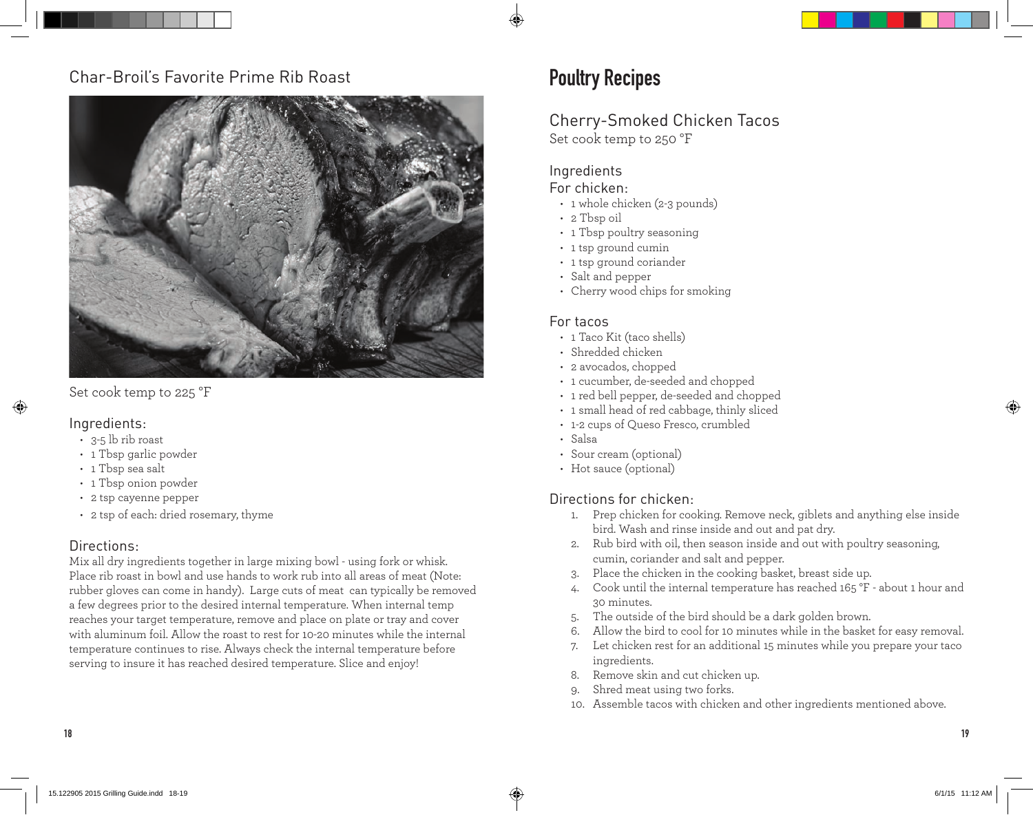## Char-Broil's Favorite Prime Rib Roast

Set cook temp to 225 °F

### Ingredients:

- 3-5 lb rib roast
- 1 Tbsp garlic powder
- 1 Tbsp sea salt
- 1 Tbsp onion powder
- 2 tsp cayenne pepper
- 2 tsp of each: dried rosemary, thyme

### Directions:

Mix all dry ingredients together in large mixing bowl - using fork or whisk. Place rib roast in bowl and use hands to work rub into all areas of meat (Note: rubber gloves can come in handy). Large cuts of meat can typically be removed a few degrees prior to the desired internal temperature. When internal temp reaches your target temperature, remove and place on plate or tray and cover with aluminum foil. Allow the roast to rest for 10-20 minutes while the internal temperature continues to rise. Always check the internal temperature before serving to insure it has reached desired temperature. Slice and enjoy!

# Poultry Recipes

## Cherry-Smoked Chicken Tacos

Set cook temp to 250 °F

### Ingredients

For chicken:

- 1 whole chicken (2-3 pounds)
- 2 Tbsp oil
- 1 Tbsp poultry seasoning
- 1 tsp ground cumin
- 1 tsp ground coriander
- Salt and pepper
- Cherry wood chips for smoking

For tacos

- 1 Taco Kit (taco shells)
- Shredded chicken
- 2 avocados, chopped
- 1 cucumber, de-seeded and chopped
- 1 red bell pepper, de-seeded and chopped
- 1 small head of red cabbage, thinly sliced
- 1-2 cups of Queso Fresco, crumbled
- Salsa
- Sour cream (optional)
- Hot sauce (optional)

### Directions for chicken:

1. Prep chicken for cooking. Remove neck, giblets and anything else inside bird. Wash and rinse inside and out and pat dry.
2. Rub bird with oil, then season inside and out with poultry seasoning, cumin, coriander and salt and pepper.
3. Place the chicken in the cooking basket, breast side up.
4. Cook until the internal temperature has reached 165 °F - about 1 hour and 30 minutes.
5. The outside of the bird should be a dark golden brown.
6. Allow the bird to cool for 10 minutes while in the basket for easy removal.
7. Let chicken rest for an additional 15 minutes while you prepare your taco ingredients.
8. Remove skin and cut chicken up.
9. Shred meat using two forks.
10. Assemble tacos with chicken and other ingredients mentioned above.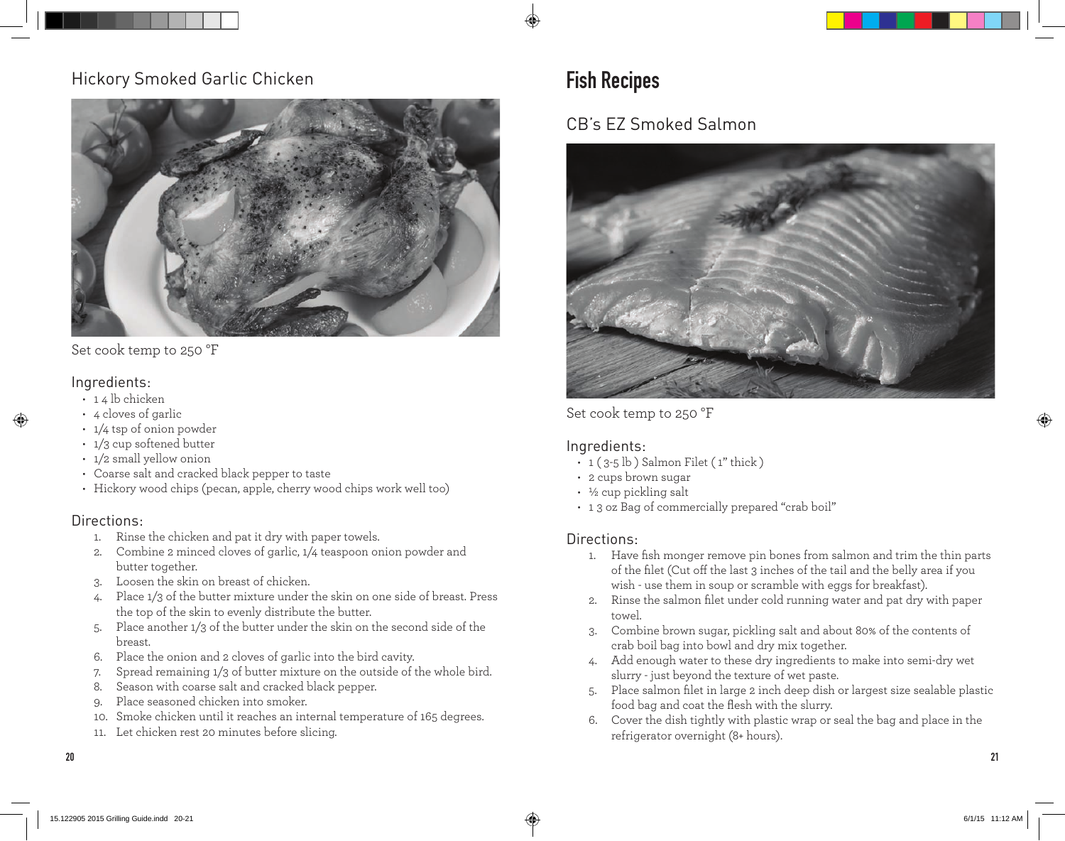## Hickory Smoked Garlic Chicken

Set cook temp to 250 °F

### Ingredients:

- 1 4 lb chicken
- 4 cloves of garlic
- 1/4 tsp of onion powder
- 1/3 cup softened butter
- 1/2 small yellow onion
- Coarse salt and cracked black pepper to taste
- Hickory wood chips (pecan, apple, cherry wood chips work well too)

### Directions:

1. Rinse the chicken and pat it dry with paper towels.
2. Combine 2 minced cloves of garlic, 1/4 teaspoon onion powder and butter together.
3. Loosen the skin on breast of chicken.
4. Place 1/3 of the butter mixture under the skin on one side of breast. Press the top of the skin to evenly distribute the butter.
5. Place another 1/3 of the butter under the skin on the second side of the breast.
6. Place the onion and 2 cloves of garlic into the bird cavity.
7. Spread remaining 1/3 of butter mixture on the outside of the whole bird.
8. Season with coarse salt and cracked black pepper.
9. Place seasoned chicken into smoker.
10. Smoke chicken until it reaches an internal temperature of 165 degrees.
11. Let chicken rest 20 minutes before slicing.

# Fish Recipes

## CB's EZ Smoked Salmon

Set cook temp to 250 °F

### Ingredients:

- 1 ( 3-5 lb ) Salmon Filet ( 1" thick )
- 2 cups brown sugar
- ½ cup pickling salt
- 1 3 oz Bag of commercially prepared "crab boil"

### Directions:

1. Have fish monger remove pin bones from salmon and trim the thin parts of the filet (Cut off the last 3 inches of the tail and the belly area if you wish - use them in soup or scramble with eggs for breakfast).
2. Rinse the salmon filet under cold running water and pat dry with paper towel.
3. Combine brown sugar, pickling salt and about 80% of the contents of crab boil bag into bowl and dry mix together.
4. Add enough water to these dry ingredients to make into semi-dry wet slurry - just beyond the texture of wet paste.
5. Place salmon filet in large 2 inch deep dish or largest size sealable plastic food bag and coat the flesh with the slurry.
6. Cover the dish tightly with plastic wrap or seal the bag and place in the refrigerator overnight (8+ hours).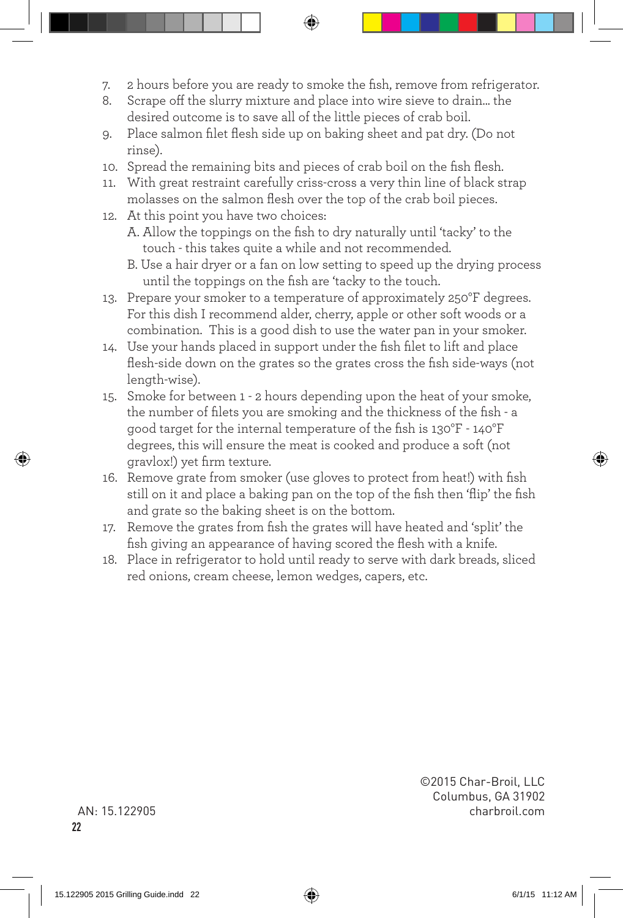7. 2 hours before you are ready to smoke the fish, remove from refrigerator.
8. Scrape off the slurry mixture and place into wire sieve to drain… the desired outcome is to save all of the little pieces of crab boil.
9. Place salmon filet flesh side up on baking sheet and pat dry. (Do not rinse).
10. Spread the remaining bits and pieces of crab boil on the fish flesh.
11. With great restraint carefully criss-cross a very thin line of black strap molasses on the salmon flesh over the top of the crab boil pieces.
12. At this point you have two choices:
    A. Allow the toppings on the fish to dry naturally until 'tacky' to the touch - this takes quite a while and not recommended.
    B. Use a hair dryer or a fan on low setting to speed up the drying process until the toppings on the fish are 'tacky to the touch.
13. Prepare your smoker to a temperature of approximately 250°F degrees. For this dish I recommend alder, cherry, apple or other soft woods or a combination. This is a good dish to use the water pan in your smoker.
14. Use your hands placed in support under the fish filet to lift and place flesh-side down on the grates so the grates cross the fish side-ways (not length-wise).
15. Smoke for between 1 - 2 hours depending upon the heat of your smoke, the number of filets you are smoking and the thickness of the fish - a good target for the internal temperature of the fish is 130°F - 140°F degrees, this will ensure the meat is cooked and produce a soft (not gravlox!) yet firm texture.
16. Remove grate from smoker (use gloves to protect from heat!) with fish still on it and place a baking pan on the top of the fish then 'flip' the fish and grate so the baking sheet is on the bottom.
17. Remove the grates from fish the grates will have heated and 'split' the fish giving an appearance of having scored the flesh with a knife.
18. Place in refrigerator to hold until ready to serve with dark breads, sliced red onions, cream cheese, lemon wedges, capers, etc.

©2015 Char-Broil, LLC
Columbus, GA 31902
charbroil.com

AN: 15.122905